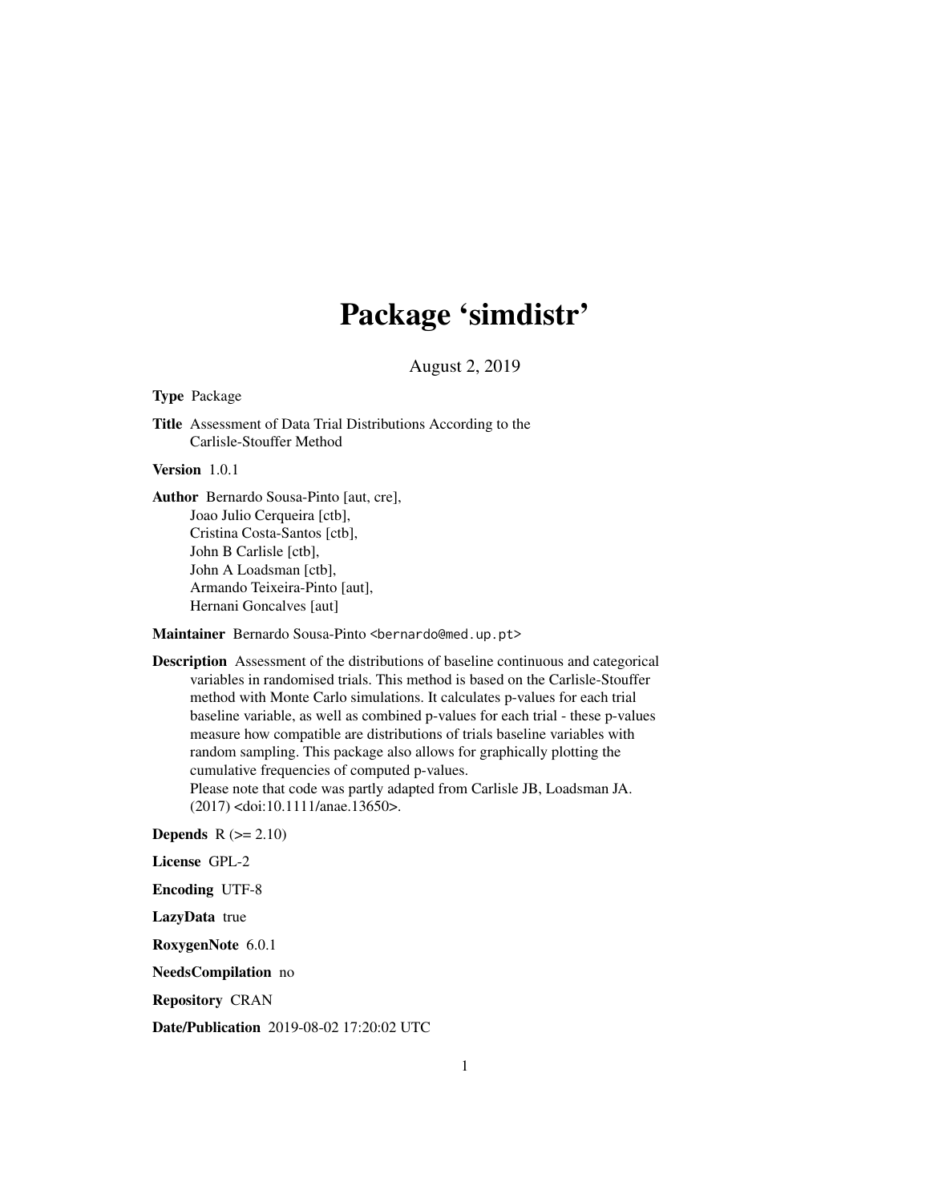# Package 'simdistr'

August 2, 2019

**Type** Package

**Title** Assessment of Data Trial Distributions According to the Carlisle-Stouffer Method

**Version** 1.0.1

**Author** Bernardo Sousa-Pinto [aut, cre],
Joao Julio Cerqueira [ctb],
Cristina Costa-Santos [ctb],
John B Carlisle [ctb],
John A Loadsman [ctb],
Armando Teixeira-Pinto [aut],
Hernani Goncalves [aut]

**Maintainer** Bernardo Sousa-Pinto <bernardo@med.up.pt>

**Description** Assessment of the distributions of baseline continuous and categorical variables in randomised trials. This method is based on the Carlisle-Stouffer method with Monte Carlo simulations. It calculates p-values for each trial baseline variable, as well as combined p-values for each trial - these p-values measure how compatible are distributions of trials baseline variables with random sampling. This package also allows for graphically plotting the cumulative frequencies of computed p-values.
Please note that code was partly adapted from Carlisle JB, Loadsman JA. (2017) <doi:10.1111/anae.13650>.

**Depends** R (>= 2.10)

**License** GPL-2

**Encoding** UTF-8

**LazyData** true

**RoxygenNote** 6.0.1

**NeedsCompilation** no

**Repository** CRAN

**Date/Publication** 2019-08-02 17:20:02 UTC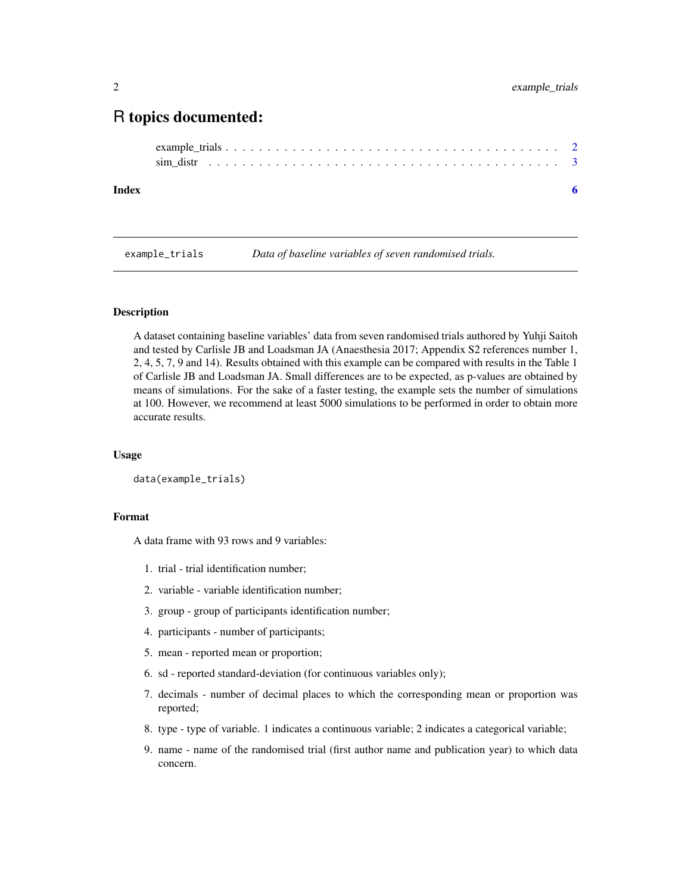# R topics documented:

example_trials . . . . . . . . . . . . . . . . . . . . . . . . . . . . . . . . . . . . . . . 2
sim_distr . . . . . . . . . . . . . . . . . . . . . . . . . . . . . . . . . . . . . . . . . . 3

**Index** **6**

---

## example_trials — *Data of baseline variables of seven randomised trials.*

---

### Description

A dataset containing baseline variables' data from seven randomised trials authored by Yuhji Saitoh and tested by Carlisle JB and Loadsman JA (Anaesthesia 2017; Appendix S2 references number 1, 2, 4, 5, 7, 9 and 14). Results obtained with this example can be compared with results in the Table 1 of Carlisle JB and Loadsman JA. Small differences are to be expected, as p-values are obtained by means of simulations. For the sake of a faster testing, the example sets the number of simulations at 100. However, we recommend at least 5000 simulations to be performed in order to obtain more accurate results.

### Usage

```
data(example_trials)
```

### Format

A data frame with 93 rows and 9 variables:

1. trial - trial identification number;
2. variable - variable identification number;
3. group - group of participants identification number;
4. participants - number of participants;
5. mean - reported mean or proportion;
6. sd - reported standard-deviation (for continuous variables only);
7. decimals - number of decimal places to which the corresponding mean or proportion was reported;
8. type - type of variable. 1 indicates a continuous variable; 2 indicates a categorical variable;
9. name - name of the randomised trial (first author name and publication year) to which data concern.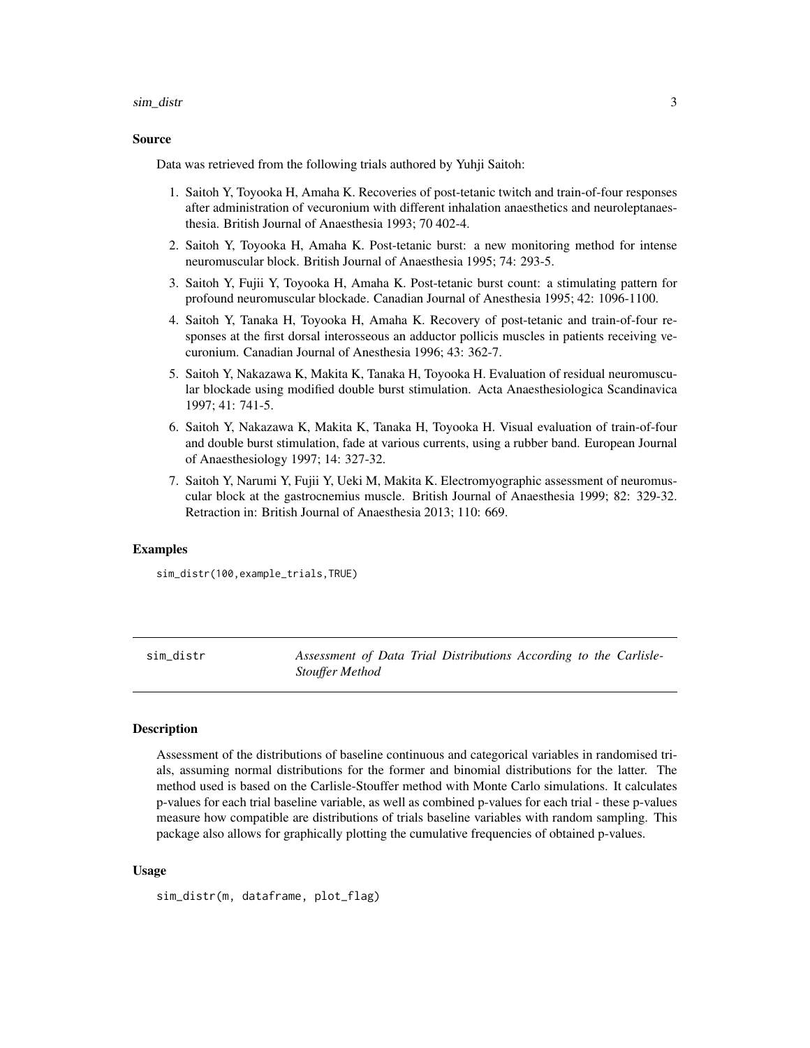### Source

Data was retrieved from the following trials authored by Yuhji Saitoh:

1. Saitoh Y, Toyooka H, Amaha K. Recoveries of post-tetanic twitch and train-of-four responses after administration of vecuronium with different inhalation anaesthetics and neuroleptanaesthesia. British Journal of Anaesthesia 1993; 70 402-4.
2. Saitoh Y, Toyooka H, Amaha K. Post-tetanic burst: a new monitoring method for intense neuromuscular block. British Journal of Anaesthesia 1995; 74: 293-5.
3. Saitoh Y, Fujii Y, Toyooka H, Amaha K. Post-tetanic burst count: a stimulating pattern for profound neuromuscular blockade. Canadian Journal of Anesthesia 1995; 42: 1096-1100.
4. Saitoh Y, Tanaka H, Toyooka H, Amaha K. Recovery of post-tetanic and train-of-four responses at the first dorsal interosseous an adductor pollicis muscles in patients receiving vecuronium. Canadian Journal of Anesthesia 1996; 43: 362-7.
5. Saitoh Y, Nakazawa K, Makita K, Tanaka H, Toyooka H. Evaluation of residual neuromuscular blockade using modified double burst stimulation. Acta Anaesthesiologica Scandinavica 1997; 41: 741-5.
6. Saitoh Y, Nakazawa K, Makita K, Tanaka H, Toyooka H. Visual evaluation of train-of-four and double burst stimulation, fade at various currents, using a rubber band. European Journal of Anaesthesiology 1997; 14: 327-32.
7. Saitoh Y, Narumi Y, Fujii Y, Ueki M, Makita K. Electromyographic assessment of neuromuscular block at the gastrocnemius muscle. British Journal of Anaesthesia 1999; 82: 329-32. Retraction in: British Journal of Anaesthesia 2013; 110: 669.

### Examples

```
sim_distr(100,example_trials,TRUE)
```

## sim_distr — *Assessment of Data Trial Distributions According to the Carlisle-Stouffer Method*

### Description

Assessment of the distributions of baseline continuous and categorical variables in randomised trials, assuming normal distributions for the former and binomial distributions for the latter. The method used is based on the Carlisle-Stouffer method with Monte Carlo simulations. It calculates p-values for each trial baseline variable, as well as combined p-values for each trial - these p-values measure how compatible are distributions of trials baseline variables with random sampling. This package also allows for graphically plotting the cumulative frequencies of obtained p-values.

### Usage

```
sim_distr(m, dataframe, plot_flag)
```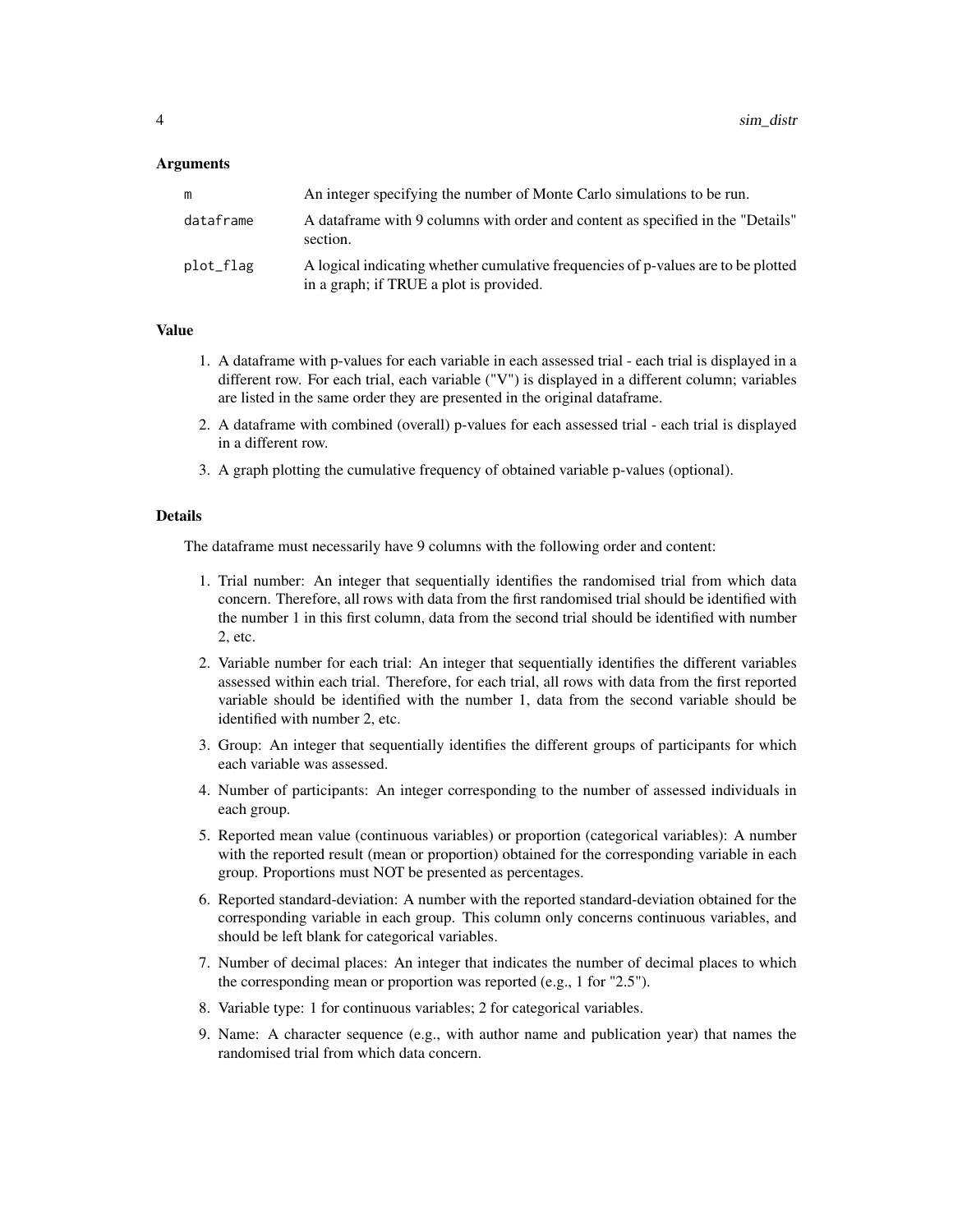### Arguments

| | |
|---|---|
| m | An integer specifying the number of Monte Carlo simulations to be run. |
| dataframe | A dataframe with 9 columns with order and content as specified in the "Details" section. |
| plot_flag | A logical indicating whether cumulative frequencies of p-values are to be plotted in a graph; if TRUE a plot is provided. |

### Value

1. A dataframe with p-values for each variable in each assessed trial - each trial is displayed in a different row. For each trial, each variable ("V") is displayed in a different column; variables are listed in the same order they are presented in the original dataframe.
2. A dataframe with combined (overall) p-values for each assessed trial - each trial is displayed in a different row.
3. A graph plotting the cumulative frequency of obtained variable p-values (optional).

### Details

The dataframe must necessarily have 9 columns with the following order and content:

1. Trial number: An integer that sequentially identifies the randomised trial from which data concern. Therefore, all rows with data from the first randomised trial should be identified with the number 1 in this first column, data from the second trial should be identified with number 2, etc.
2. Variable number for each trial: An integer that sequentially identifies the different variables assessed within each trial. Therefore, for each trial, all rows with data from the first reported variable should be identified with the number 1, data from the second variable should be identified with number 2, etc.
3. Group: An integer that sequentially identifies the different groups of participants for which each variable was assessed.
4. Number of participants: An integer corresponding to the number of assessed individuals in each group.
5. Reported mean value (continuous variables) or proportion (categorical variables): A number with the reported result (mean or proportion) obtained for the corresponding variable in each group. Proportions must NOT be presented as percentages.
6. Reported standard-deviation: A number with the reported standard-deviation obtained for the corresponding variable in each group. This column only concerns continuous variables, and should be left blank for categorical variables.
7. Number of decimal places: An integer that indicates the number of decimal places to which the corresponding mean or proportion was reported (e.g., 1 for "2.5").
8. Variable type: 1 for continuous variables; 2 for categorical variables.
9. Name: A character sequence (e.g., with author name and publication year) that names the randomised trial from which data concern.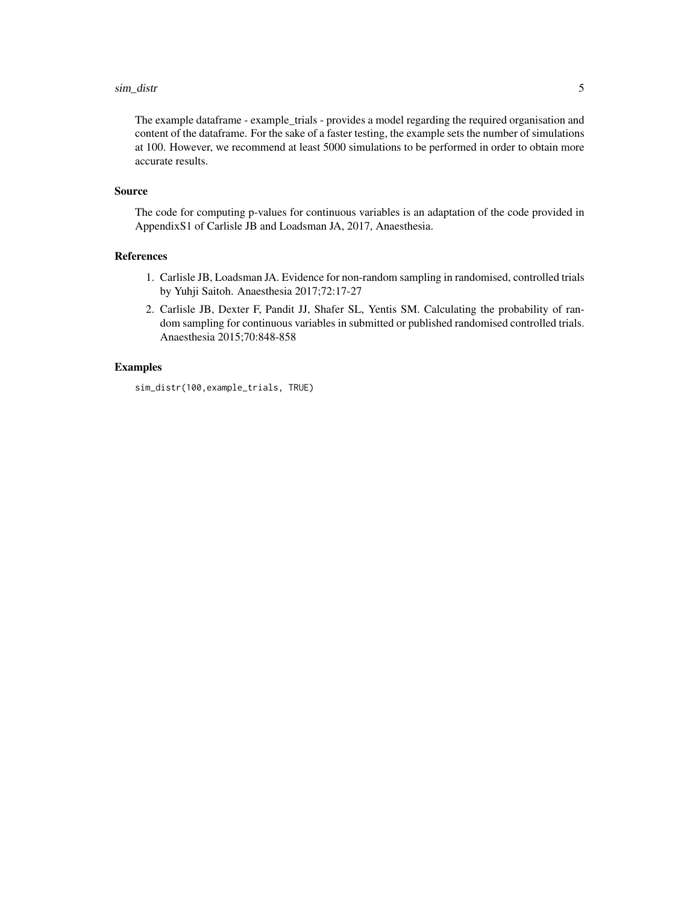The example dataframe - example_trials - provides a model regarding the required organisation and content of the dataframe. For the sake of a faster testing, the example sets the number of simulations at 100. However, we recommend at least 5000 simulations to be performed in order to obtain more accurate results.

## Source

The code for computing p-values for continuous variables is an adaptation of the code provided in AppendixS1 of Carlisle JB and Loadsman JA, 2017, Anaesthesia.

## References

1. Carlisle JB, Loadsman JA. Evidence for non-random sampling in randomised, controlled trials by Yuhji Saitoh. Anaesthesia 2017;72:17-27
2. Carlisle JB, Dexter F, Pandit JJ, Shafer SL, Yentis SM. Calculating the probability of random sampling for continuous variables in submitted or published randomised controlled trials. Anaesthesia 2015;70:848-858

## Examples

```
sim_distr(100,example_trials, TRUE)
```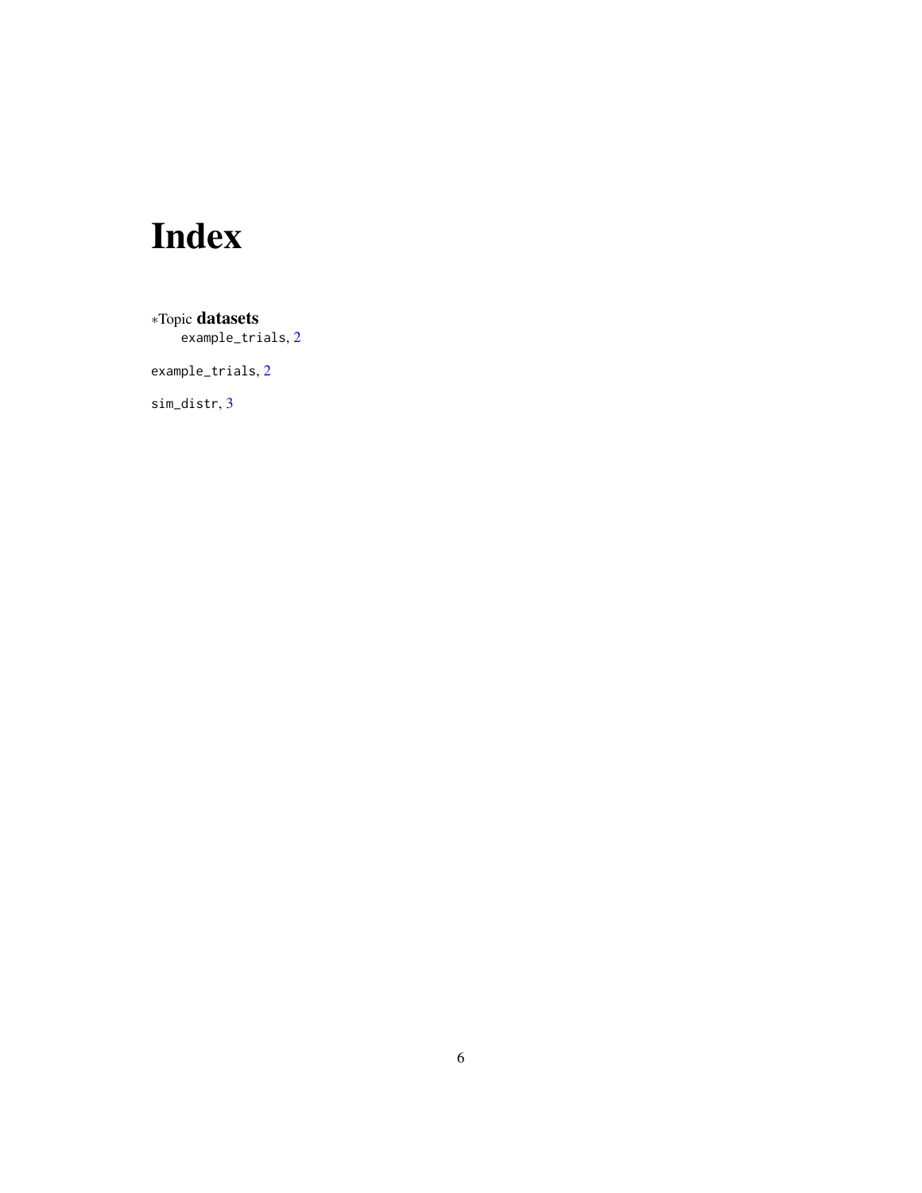# Index

*Topic **datasets**
    example_trials, 2

example_trials, 2

sim_distr, 3